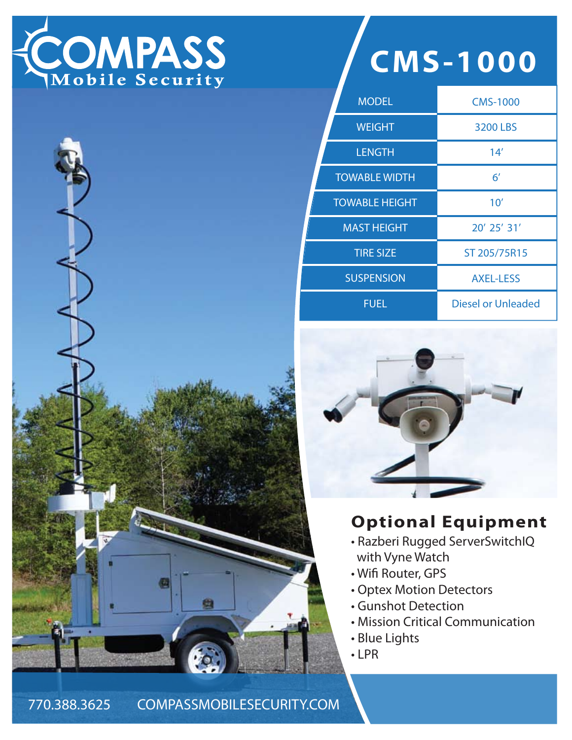# COMPASS
Mobile Security

# CMS-1000

| MODEL | CMS-1000 |
|---|---|
| WEIGHT | 3200 LBS |
| LENGTH | 14′ |
| TOWABLE WIDTH | 6′ |
| TOWABLE HEIGHT | 10′ |
| MAST HEIGHT | 20′ 25′ 31′ |
| TIRE SIZE | ST 205/75R15 |
| SUSPENSION | AXEL-LESS |
| FUEL | Diesel or Unleaded |

## Optional Equipment

- Razberi Rugged ServerSwitchIQ with Vyne Watch
- Wifi Router, GPS
- Optex Motion Detectors
- Gunshot Detection
- Mission Critical Communication
- Blue Lights
- LPR

770.388.3625 COMPASSMOBILESECURITY.COM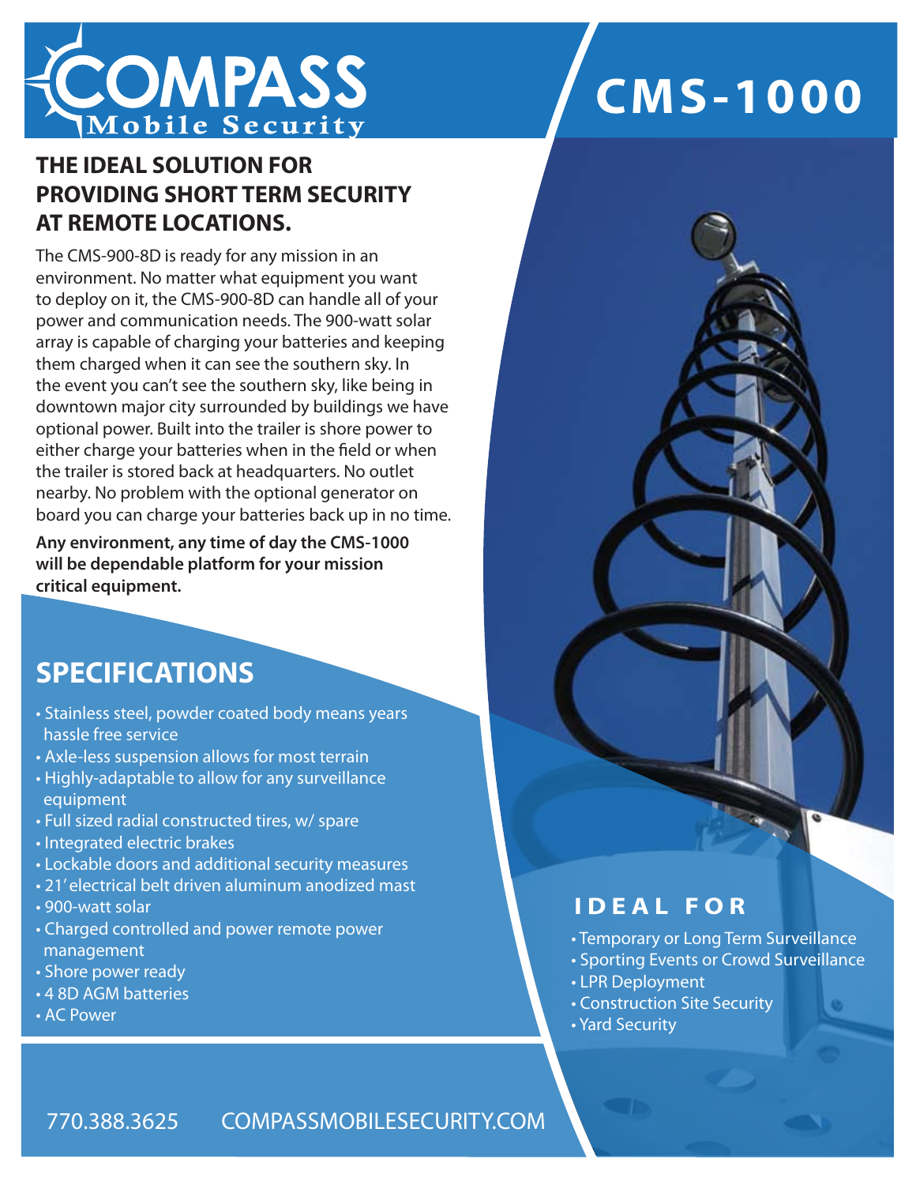# COMPASS Mobile Security

# CMS-1000

## THE IDEAL SOLUTION FOR PROVIDING SHORT TERM SECURITY AT REMOTE LOCATIONS.

The CMS-900-8D is ready for any mission in an environment. No matter what equipment you want to deploy on it, the CMS-900-8D can handle all of your power and communication needs. The 900-watt solar array is capable of charging your batteries and keeping them charged when it can see the southern sky. In the event you can't see the southern sky, like being in downtown major city surrounded by buildings we have optional power. Built into the trailer is shore power to either charge your batteries when in the field or when the trailer is stored back at headquarters. No outlet nearby. No problem with the optional generator on board you can charge your batteries back up in no time.

**Any environment, any time of day the CMS-1000 will be dependable platform for your mission critical equipment.**

## SPECIFICATIONS

- Stainless steel, powder coated body means years hassle free service
- Axle-less suspension allows for most terrain
- Highly-adaptable to allow for any surveillance equipment
- Full sized radial constructed tires, w/ spare
- Integrated electric brakes
- Lockable doors and additional security measures
- 21' electrical belt driven aluminum anodized mast
- 900-watt solar
- Charged controlled and power remote power management
- Shore power ready
- 4 8D AGM batteries
- AC Power

## IDEAL FOR

- Temporary or Long Term Surveillance
- Sporting Events or Crowd Surveillance
- LPR Deployment
- Construction Site Security
- Yard Security

770.388.3625 COMPASSMOBILESECURITY.COM